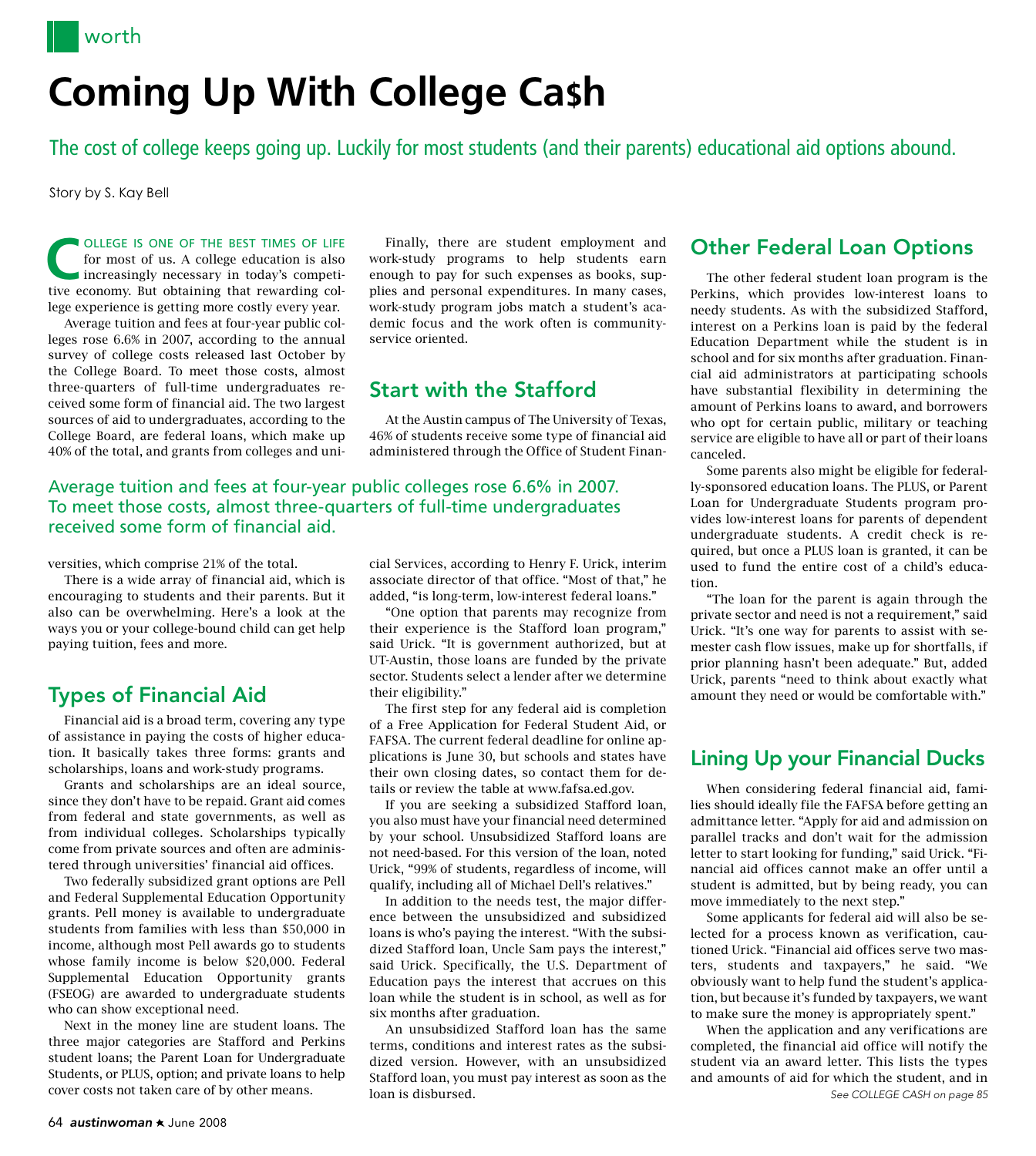worth

# Coming Up With College Ca$h

The cost of college keeps going up. Luckily for most students (and their parents) educational aid options abound.

Story by S. Kay Bell

COLLEGE IS ONE OF THE BEST TIMES OF LIFE for most of us. A college education is also increasingly necessary in today's competitive economy. But obtaining that rewarding college experience is getting more costly every year.

Average tuition and fees at four-year public colleges rose 6.6% in 2007, according to the annual survey of college costs released last October by the College Board. To meet those costs, almost three-quarters of full-time undergraduates received some form of financial aid. The two largest sources of aid to undergraduates, according to the College Board, are federal loans, which make up 40% of the total, and grants from colleges and universities, which comprise 21% of the total.

There is a wide array of financial aid, which is encouraging to students and their parents. But it also can be overwhelming. Here's a look at the ways you or your college-bound child can get help paying tuition, fees and more.

## Types of Financial Aid

Financial aid is a broad term, covering any type of assistance in paying the costs of higher education. It basically takes three forms: grants and scholarships, loans and work-study programs.

Grants and scholarships are an ideal source, since they don't have to be repaid. Grant aid comes from federal and state governments, as well as from individual colleges. Scholarships typically come from private sources and often are administered through universities' financial aid offices.

Two federally subsidized grant options are Pell and Federal Supplemental Education Opportunity grants. Pell money is available to undergraduate students from families with less than $50,000 in income, although most Pell awards go to students whose family income is below $20,000. Federal Supplemental Education Opportunity grants (FSEOG) are awarded to undergraduate students who can show exceptional need.

Next in the money line are student loans. The three major categories are Stafford and Perkins student loans; the Parent Loan for Undergraduate Students, or PLUS, option; and private loans to help cover costs not taken care of by other means.

Finally, there are student employment and work-study programs to help students earn enough to pay for such expenses as books, supplies and personal expenditures. In many cases, work-study program jobs match a student's academic focus and the work often is community-service oriented.

## Start with the Stafford

At the Austin campus of The University of Texas, 46% of students receive some type of financial aid administered through the Office of Student Financial Services, according to Henry F. Urick, interim associate director of that office. "Most of that," he added, "is long-term, low-interest federal loans."

"One option that parents may recognize from their experience is the Stafford loan program," said Urick. "It is government authorized, but at UT-Austin, those loans are funded by the private sector. Students select a lender after we determine their eligibility."

The first step for any federal aid is completion of a Free Application for Federal Student Aid, or FAFSA. The current federal deadline for online applications is June 30, but schools and states have their own closing dates, so contact them for details or review the table at www.fafsa.ed.gov.

If you are seeking a subsidized Stafford loan, you also must have your financial need determined by your school. Unsubsidized Stafford loans are not need-based. For this version of the loan, noted Urick, "99% of students, regardless of income, will qualify, including all of Michael Dell's relatives."

In addition to the needs test, the major difference between the unsubsidized and subsidized loans is who's paying the interest. "With the subsidized Stafford loan, Uncle Sam pays the interest," said Urick. Specifically, the U.S. Department of Education pays the interest that accrues on this loan while the student is in school, as well as for six months after graduation.

An unsubsidized Stafford loan has the same terms, conditions and interest rates as the subsidized version. However, with an unsubsidized Stafford loan, you must pay interest as soon as the loan is disbursed.

Average tuition and fees at four-year public colleges rose 6.6% in 2007. To meet those costs, almost three-quarters of full-time undergraduates received some form of financial aid.

## Other Federal Loan Options

The other federal student loan program is the Perkins, which provides low-interest loans to needy students. As with the subsidized Stafford, interest on a Perkins loan is paid by the federal Education Department while the student is in school and for six months after graduation. Financial aid administrators at participating schools have substantial flexibility in determining the amount of Perkins loans to award, and borrowers who opt for certain public, military or teaching service are eligible to have all or part of their loans canceled.

Some parents also might be eligible for federally-sponsored education loans. The PLUS, or Parent Loan for Undergraduate Students program provides low-interest loans for parents of dependent undergraduate students. A credit check is required, but once a PLUS loan is granted, it can be used to fund the entire cost of a child's education.

"The loan for the parent is again through the private sector and need is not a requirement," said Urick. "It's one way for parents to assist with semester cash flow issues, make up for shortfalls, if prior planning hasn't been adequate." But, added Urick, parents "need to think about exactly what amount they need or would be comfortable with."

## Lining Up your Financial Ducks

When considering federal financial aid, families should ideally file the FAFSA before getting an admittance letter. "Apply for aid and admission on parallel tracks and don't wait for the admission letter to start looking for funding," said Urick. "Financial aid offices cannot make an offer until a student is admitted, but by being ready, you can move immediately to the next step."

Some applicants for federal aid will also be selected for a process known as verification, cautioned Urick. "Financial aid offices serve two masters, students and taxpayers," he said. "We obviously want to help fund the student's application, but because it's funded by taxpayers, we want to make sure the money is appropriately spent."

When the application and any verifications are completed, the financial aid office will notify the student via an award letter. This lists the types and amounts of aid for which the student, and in

*See COLLEGE CASH on page 85*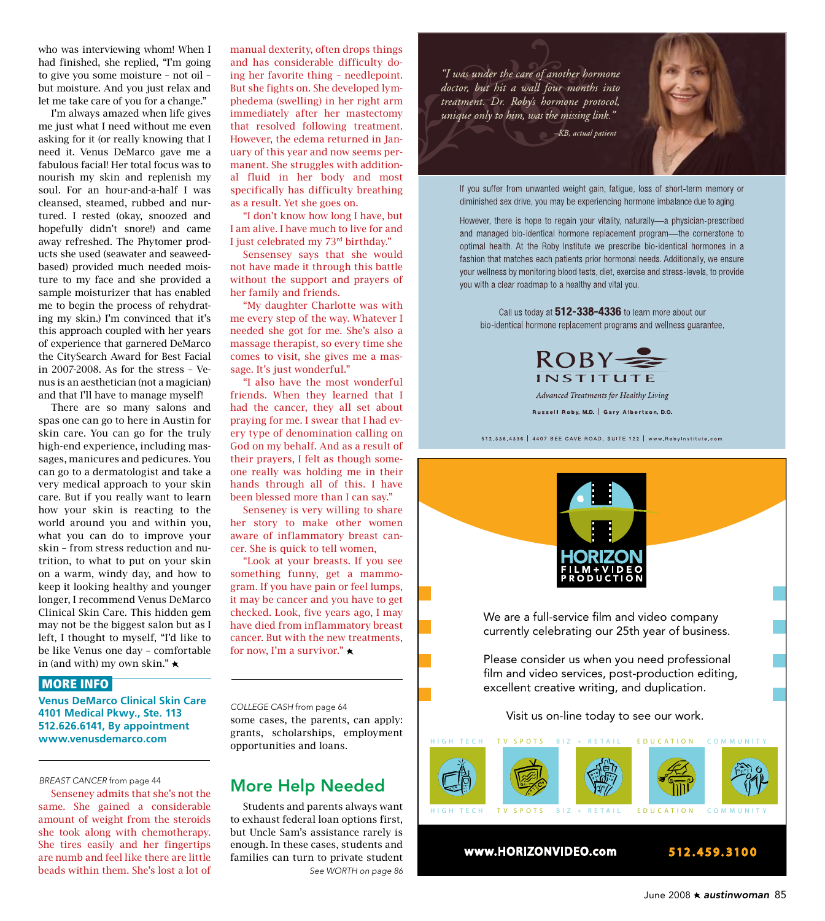who was interviewing whom! When I had finished, she replied, "I'm going to give you some moisture – not oil – but moisture. And you just relax and let me take care of you for a change."

I'm always amazed when life gives me just what I need without me even asking for it (or really knowing that I need it. Venus DeMarco gave me a fabulous facial! Her total focus was to nourish my skin and replenish my soul. For an hour-and-a-half I was cleansed, steamed, rubbed and nurtured. I rested (okay, snoozed and hopefully didn't snore!) and came away refreshed. The Phytomer products she used (seawater and seaweed-based) provided much needed moisture to my face and she provided a sample moisturizer that has enabled me to begin the process of rehydrating my skin.) I'm convinced that it's this approach coupled with her years of experience that garnered DeMarco the CitySearch Award for Best Facial in 2007-2008. As for the stress – Venus is an aesthetician (not a magician) and that I'll have to manage myself!

There are so many salons and spas one can go to here in Austin for skin care. You can go for the truly high-end experience, including massages, manicures and pedicures. You can go to a dermatologist and take a very medical approach to your skin care. But if you really want to learn how your skin is reacting to the world around you and within you, what you can do to improve your skin – from stress reduction and nutrition, to what to put on your skin on a warm, windy day, and how to keep it looking healthy and younger longer, I recommend Venus DeMarco Clinical Skin Care. This hidden gem may not be the biggest salon but as I left, I thought to myself, "I'd like to be like Venus one day – comfortable in (and with) my own skin." ★

## MORE INFO

**Venus DeMarco Clinical Skin Care**
**4101 Medical Pkwy., Ste. 113**
**512.626.6141, By appointment**
**www.venusdemarco.com**

---

*BREAST CANCER* from page 44

Senseney admits that she's not the same. She gained a considerable amount of weight from the steroids she took along with chemotherapy. She tires easily and her fingertips are numb and feel like there are little beads within them. She's lost a lot of manual dexterity, often drops things and has considerable difficulty doing her favorite thing – needlepoint. But she fights on. She developed lymphedema (swelling) in her right arm immediately after her mastectomy that resolved following treatment. However, the edema returned in January of this year and now seems permanent. She struggles with additional fluid in her body and most specifically has difficulty breathing as a result. Yet she goes on.

"I don't know how long I have, but I am alive. I have much to live for and I just celebrated my 73rd birthday."

Senseney says that she would not have made it through this battle without the support and prayers of her family and friends.

"My daughter Charlotte was with me every step of the way. Whatever I needed she got for me. She's also a massage therapist, so every time she comes to visit, she gives me a massage. It's just wonderful."

"I also have the most wonderful friends. When they learned that I had the cancer, they all set about praying for me. I swear that I had every type of denomination calling on God on my behalf. And as a result of their prayers, I felt as though someone really was holding me in their hands through all of this. I have been blessed more than I can say."

Senseney is very willing to share her story to make other women aware of inflammatory breast cancer. She is quick to tell women,

"Look at your breasts. If you see something funny, get a mammogram. If you have pain or feel lumps, it may be cancer and you have to get checked. Look, five years ago, I may have died from inflammatory breast cancer. But with the new treatments, for now, I'm a survivor." ★

---

*COLLEGE CASH* from page 64

some cases, the parents, can apply: grants, scholarships, employment opportunities and loans.

## More Help Needed

Students and parents always want to exhaust federal loan options first, but Uncle Sam's assistance rarely is enough. In these cases, students and families can turn to private student

*See WORTH on page 86*

---

*"I was under the care of another hormone doctor, but hit a wall four months into treatment. Dr. Roby's hormone protocol, unique only to him, was the missing link."*

*–KB, actual patient*

If you suffer from unwanted weight gain, fatigue, loss of short-term memory or diminished sex drive, you may be experiencing hormone imbalance due to aging.

However, there is hope to regain your vitality, naturally—a physician-prescribed and managed bio-identical hormone replacement program—the cornerstone to optimal health. At the Roby Institute we prescribe bio-identical hormones in a fashion that matches each patients prior hormonal needs. Additionally, we ensure your wellness by monitoring blood tests, diet, exercise and stress-levels, to provide you with a clear roadmap to a healthy and vital you.

Call us today at **512-338-4336** to learn more about our bio-identical hormone replacement programs and wellness guarantee.

ROBY INSTITUTE

*Advanced Treatments for Healthy Living*

Russell Roby, M.D. | Gary Albertson, D.O.

512.338.4336 | 4407 BEE CAVE ROAD, SUITE 122 | www.RobyInstitute.com

---

HORIZON FILM + VIDEO PRODUCTION

We are a full-service film and video company currently celebrating our 25th year of business.

Please consider us when you need professional film and video services, post-production editing, excellent creative writing, and duplication.

Visit us on-line today to see our work.

HIGH TECH | TV SPOTS | BIZ + RETAIL | EDUCATION | COMMUNITY

**www.HORIZONVIDEO.com** **512.459.3100**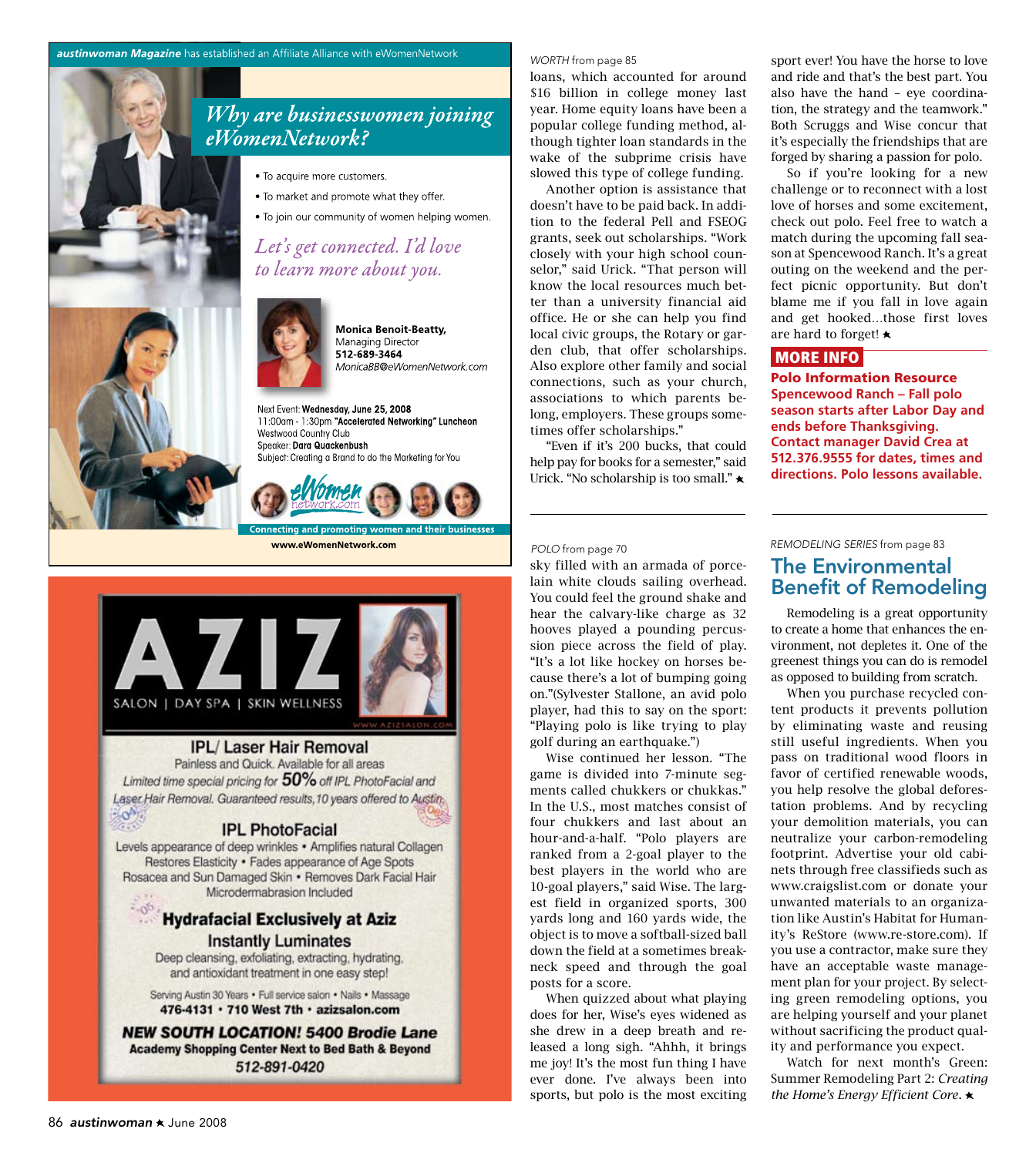**austinwoman Magazine** has established an Affiliate Alliance with eWomenNetwork

## *Why are businesswomen joining eWomenNetwork?*

- To acquire more customers.
- To market and promote what they offer.
- To join our community of women helping women.

*Let's get connected. I'd love to learn more about you.*

**Monica Benoit-Beatty,**
Managing Director
**512-689-3464**
*MonicaBB@eWomenNetwork.com*

Next Event: **Wednesday, June 25, 2008**
11:00am - 1:30pm **"Accelerated Networking" Luncheon**
Westwood Country Club
Speaker: **Dara Quackenbush**
Subject: Creating a Brand to do the Marketing for You

eWomen network.com

Connecting and promoting women and their businesses

**www.eWomenNetwork.com**

# AZIZ

SALON | DAY SPA | SKIN WELLNESS

WWW.AZIZSALON.COM

## IPL/ Laser Hair Removal

Painless and Quick. Available for all areas
*Limited time special pricing for **50%** off IPL PhotoFacial and Laser Hair Removal. Guaranteed results, 10 years offered to Austin.*

## IPL PhotoFacial

Levels appearance of deep wrinkles • Amplifies natural Collagen
Restores Elasticity • Fades appearance of Age Spots
Rosacea and Sun Damaged Skin • Removes Dark Facial Hair
Microdermabrasion Included

## Hydrafacial Exclusively at Aziz

### Instantly Luminates

Deep cleansing, exfoliating, extracting, hydrating, and antioxidant treatment in one easy step!

Serving Austin 30 Years • Full service salon • Nails • Massage
**476-4131 • 710 West 7th • azizsalon.com**

***NEW SOUTH LOCATION! 5400 Brodie Lane***
**Academy Shopping Center Next to Bed Bath & Beyond**
***512-891-0420***

*WORTH* from page 85

loans, which accounted for around $16 billion in college money last year. Home equity loans have been a popular college funding method, although tighter loan standards in the wake of the subprime crisis have slowed this type of college funding.

Another option is assistance that doesn't have to be paid back. In addition to the federal Pell and FSEOG grants, seek out scholarships. "Work closely with your high school counselor," said Urick. "That person will know the local resources much better than a university financial aid office. He or she can help you find local civic groups, the Rotary or garden club, that offer scholarships. Also explore other family and social connections, such as your church, associations to which parents belong, employers. These groups sometimes offer scholarships."

"Even if it's 200 bucks, that could help pay for books for a semester," said Urick. "No scholarship is too small." ★

*POLO* from page 70

sky filled with an armada of porcelain white clouds sailing overhead. You could feel the ground shake and hear the calvary-like charge as 32 hooves played a pounding percussion piece across the field of play. "It's a lot like hockey on horses because there's a lot of bumping going on."(Sylvester Stallone, an avid polo player, had this to say on the sport: "Playing polo is like trying to play golf during an earthquake.")

Wise continued her lesson. "The game is divided into 7-minute segments called chukkers or chukkas." In the U.S., most matches consist of four chukkers and last about an hour-and-a-half. "Polo players are ranked from a 2-goal player to the best players in the world who are 10-goal players," said Wise. The largest field in organized sports, 300 yards long and 160 yards wide, the object is to move a softball-sized ball down the field at a sometimes breakneck speed and through the goal posts for a score.

When quizzed about what playing does for her, Wise's eyes widened as she drew in a deep breath and released a long sigh. "Ahhh, it brings me joy! It's the most fun thing I have ever done. I've always been into sports, but polo is the most exciting sport ever! You have the horse to love and ride and that's the best part. You also have the hand – eye coordination, the strategy and the teamwork." Both Scruggs and Wise concur that it's especially the friendships that are forged by sharing a passion for polo.

So if you're looking for a new challenge or to reconnect with a lost love of horses and some excitement, check out polo. Feel free to watch a match during the upcoming fall season at Spencewood Ranch. It's a great outing on the weekend and the perfect picnic opportunity. But don't blame me if you fall in love again and get hooked…those first loves are hard to forget! ★

**MORE INFO**

**Polo Information Resource**
**Spencewood Ranch – Fall polo season starts after Labor Day and ends before Thanksgiving. Contact manager David Crea at 512.376.9555 for dates, times and directions. Polo lessons available.**

*REMODELING SERIES* from page 83

## The Environmental Benefit of Remodeling

Remodeling is a great opportunity to create a home that enhances the environment, not depletes it. One of the greenest things you can do is remodel as opposed to building from scratch.

When you purchase recycled content products it prevents pollution by eliminating waste and reusing still useful ingredients. When you pass on traditional wood floors in favor of certified renewable woods, you help resolve the global deforestation problems. And by recycling your demolition materials, you can neutralize your carbon-remodeling footprint. Advertise your old cabinets through free classifieds such as www.craigslist.com or donate your unwanted materials to an organization like Austin's Habitat for Humanity's ReStore (www.re-store.com). If you use a contractor, make sure they have an acceptable waste management plan for your project. By selecting green remodeling options, you are helping yourself and your planet without sacrificing the product quality and performance you expect.

Watch for next month's Green: Summer Remodeling Part 2: *Creating the Home's Energy Efficient Core.* ★